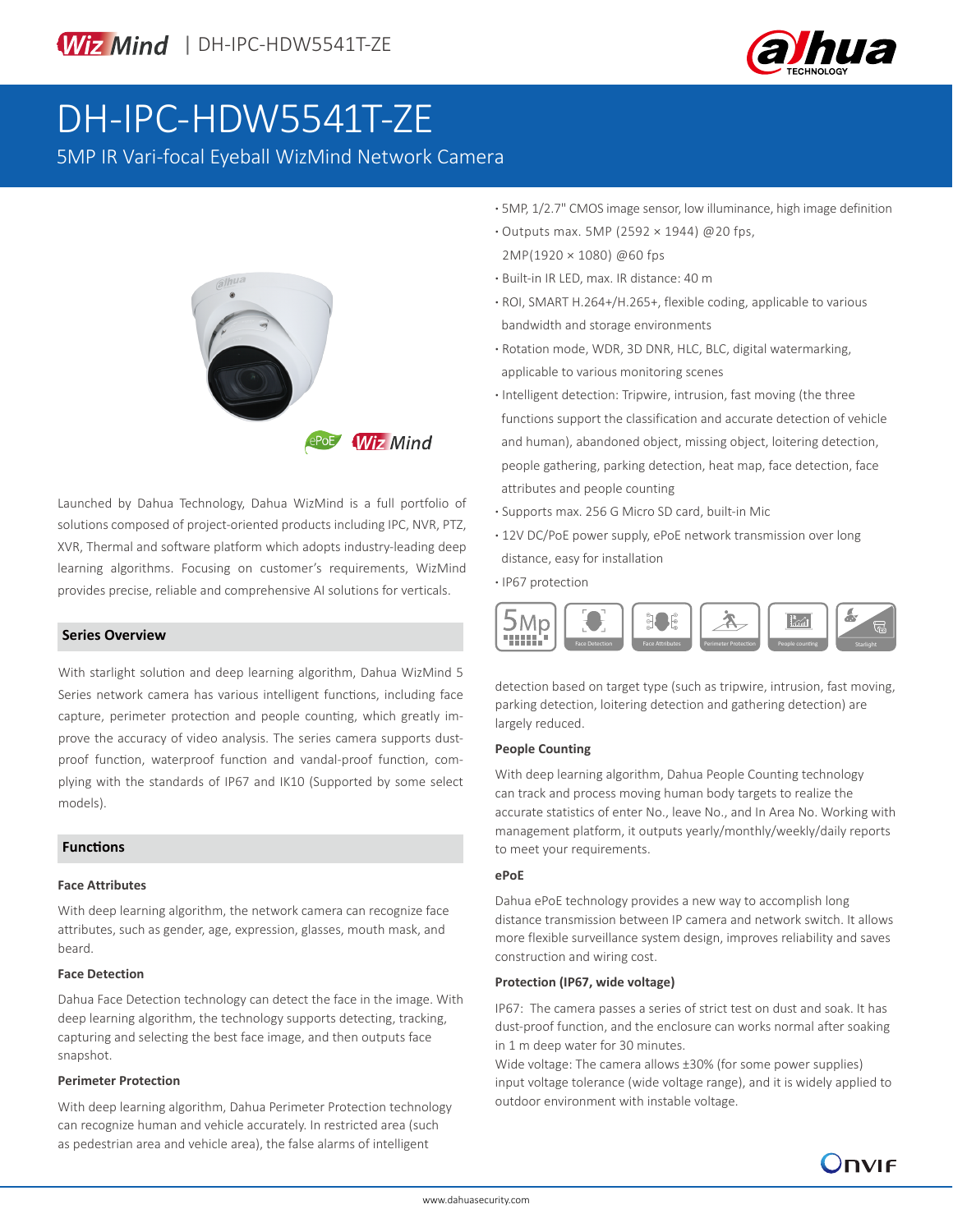# DH-IPC-HDW5541T-ZE

5MP IR Vari-focal Eyeball WizMind Network Camera

- 5MP, 1/2.7" CMOS image sensor, low illuminance, high image definition
- Outputs max. 5MP (2592 × 1944) @20 fps, 2MP(1920 × 1080) @60 fps
- Built-in IR LED, max. IR distance: 40 m
- ROI, SMART H.264+/H.265+, flexible coding, applicable to various bandwidth and storage environments
- Rotation mode, WDR, 3D DNR, HLC, BLC, digital watermarking, applicable to various monitoring scenes
- Intelligent detection: Tripwire, intrusion, fast moving (the three functions support the classification and accurate detection of vehicle and human), abandoned object, missing object, loitering detection, people gathering, parking detection, heat map, face detection, face attributes and people counting
- Supports max. 256 G Micro SD card, built-in Mic
- 12V DC/PoE power supply, ePoE network transmission over long distance, easy for installation
- IP67 protection

Launched by Dahua Technology, Dahua WizMind is a full portfolio of solutions composed of project-oriented products including IPC, NVR, PTZ, XVR, Thermal and software platform which adopts industry-leading deep learning algorithms. Focusing on customer's requirements, WizMind provides precise, reliable and comprehensive AI solutions for verticals.

## Series Overview

With starlight solution and deep learning algorithm, Dahua WizMind 5 Series network camera has various intelligent functions, including face capture, perimeter protection and people counting, which greatly improve the accuracy of video analysis. The series camera supports dust-proof function, waterproof function and vandal-proof function, complying with the standards of IP67 and IK10 (Supported by some select models).

## Functions

### Face Attributes

With deep learning algorithm, the network camera can recognize face attributes, such as gender, age, expression, glasses, mouth mask, and beard.

### Face Detection

Dahua Face Detection technology can detect the face in the image. With deep learning algorithm, the technology supports detecting, tracking, capturing and selecting the best face image, and then outputs face snapshot.

### Perimeter Protection

With deep learning algorithm, Dahua Perimeter Protection technology can recognize human and vehicle accurately. In restricted area (such as pedestrian area and vehicle area), the false alarms of intelligent detection based on target type (such as tripwire, intrusion, fast moving, parking detection, loitering detection and gathering detection) are largely reduced.

### People Counting

With deep learning algorithm, Dahua People Counting technology can track and process moving human body targets to realize the accurate statistics of enter No., leave No., and In Area No. Working with management platform, it outputs yearly/monthly/weekly/daily reports to meet your requirements.

### ePoE

Dahua ePoE technology provides a new way to accomplish long distance transmission between IP camera and network switch. It allows more flexible surveillance system design, improves reliability and saves construction and wiring cost.

### Protection (IP67, wide voltage)

IP67: The camera passes a series of strict test on dust and soak. It has dust-proof function, and the enclosure can works normal after soaking in 1 m deep water for 30 minutes.

Wide voltage: The camera allows ±30% (for some power supplies) input voltage tolerance (wide voltage range), and it is widely applied to outdoor environment with instable voltage.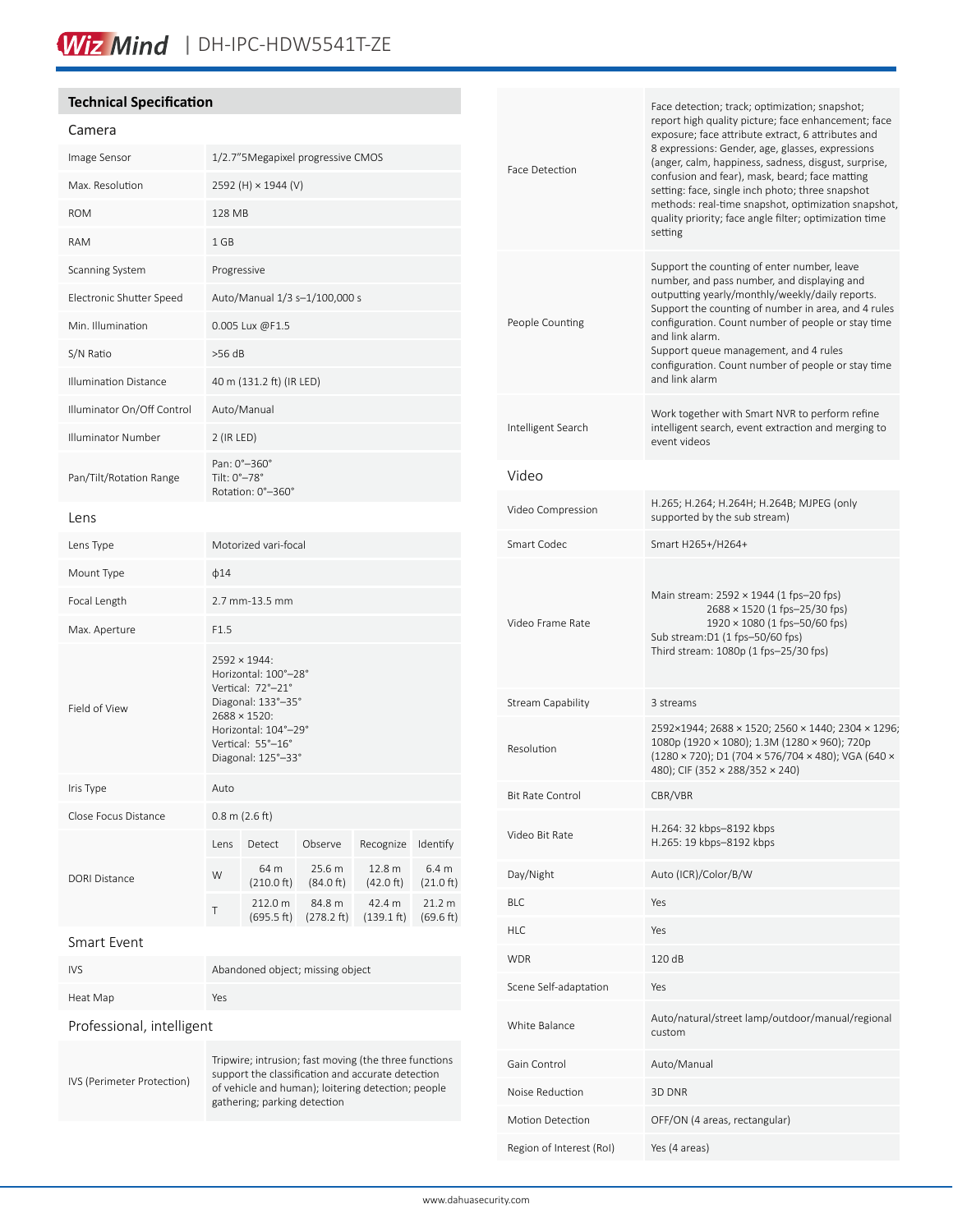## Technical Specification

### Camera

| | |
|---|---|
| Image Sensor | 1/2.7"5Megapixel progressive CMOS |
| Max. Resolution | 2592 (H) × 1944 (V) |
| ROM | 128 MB |
| RAM | 1 GB |
| Scanning System | Progressive |
| Electronic Shutter Speed | Auto/Manual 1/3 s–1/100,000 s |
| Min. Illumination | 0.005 Lux @F1.5 |
| S/N Ratio | >56 dB |
| Illumination Distance | 40 m (131.2 ft) (IR LED) |
| Illuminator On/Off Control | Auto/Manual |
| Illuminator Number | 2 (IR LED) |
| Pan/Tilt/Rotation Range | Pan: 0°–360°<br>Tilt: 0°–78°<br>Rotation: 0°–360° |

### Lens

| | |
|---|---|
| Lens Type | Motorized vari-focal |
| Mount Type | ϕ14 |
| Focal Length | 2.7 mm-13.5 mm |
| Max. Aperture | F1.5 |
| Field of View | 2592 × 1944:<br>Horizontal: 100°–28°<br>Vertical: 72°–21°<br>Diagonal: 133°–35°<br>2688 × 1520:<br>Horizontal: 104°–29°<br>Vertical: 55°–16°<br>Diagonal: 125°–33° |
| Iris Type | Auto |
| Close Focus Distance | 0.8 m (2.6 ft) |

| DORI Distance | Lens | Detect | Observe | Recognize | Identify |
|---|---|---|---|---|---|
| | W | 64 m (210.0 ft) | 25.6 m (84.0 ft) | 12.8 m (42.0 ft) | 6.4 m (21.0 ft) |
| | T | 212.0 m (695.5 ft) | 84.8 m (278.2 ft) | 42.4 m (139.1 ft) | 21.2 m (69.6 ft) |

### Smart Event

| | |
|---|---|
| IVS | Abandoned object; missing object |
| Heat Map | Yes |

### Professional, intelligent

| | |
|---|---|
| IVS (Perimeter Protection) | Tripwire; intrusion; fast moving (the three functions support the classification and accurate detection of vehicle and human); loitering detection; people gathering; parking detection |
| Face Detection | Face detection; track; optimization; snapshot; report high quality picture; face enhancement; face exposure; face attribute extract, 6 attributes and 8 expressions: Gender, age, glasses, expressions (anger, calm, happiness, sadness, disgust, surprise, confusion and fear), mask, beard; face matting setting: face, single inch photo; three snapshot methods: real-time snapshot, optimization snapshot, quality priority; face angle filter; optimization time setting |
| People Counting | Support the counting of enter number, leave number, and pass number, and displaying and outputting yearly/monthly/weekly/daily reports.<br>Support the counting of number in area, and 4 rules configuration. Count number of people or stay time and link alarm.<br>Support queue management, and 4 rules configuration. Count number of people or stay time and link alarm |
| Intelligent Search | Work together with Smart NVR to perform refine intelligent search, event extraction and merging to event videos |

### Video

| | |
|---|---|
| Video Compression | H.265; H.264; H.264H; H.264B; MJPEG (only supported by the sub stream) |
| Smart Codec | Smart H265+/H264+ |
| Video Frame Rate | Main stream: 2592 × 1944 (1 fps–20 fps)<br>2688 × 1520 (1 fps–25/30 fps)<br>1920 × 1080 (1 fps–50/60 fps)<br>Sub stream:D1 (1 fps–50/60 fps)<br>Third stream: 1080p (1 fps–25/30 fps) |
| Stream Capability | 3 streams |
| Resolution | 2592×1944; 2688 × 1520; 2560 × 1440; 2304 × 1296; 1080p (1920 × 1080); 1.3M (1280 × 960); 720p (1280 × 720); D1 (704 × 576/704 × 480); VGA (640 × 480); CIF (352 × 288/352 × 240) |
| Bit Rate Control | CBR/VBR |
| Video Bit Rate | H.264: 32 kbps–8192 kbps<br>H.265: 19 kbps–8192 kbps |
| Day/Night | Auto (ICR)/Color/B/W |
| BLC | Yes |
| HLC | Yes |
| WDR | 120 dB |
| Scene Self-adaptation | Yes |
| White Balance | Auto/natural/street lamp/outdoor/manual/regional custom |
| Gain Control | Auto/Manual |
| Noise Reduction | 3D DNR |
| Motion Detection | OFF/ON (4 areas, rectangular) |
| Region of Interest (RoI) | Yes (4 areas) |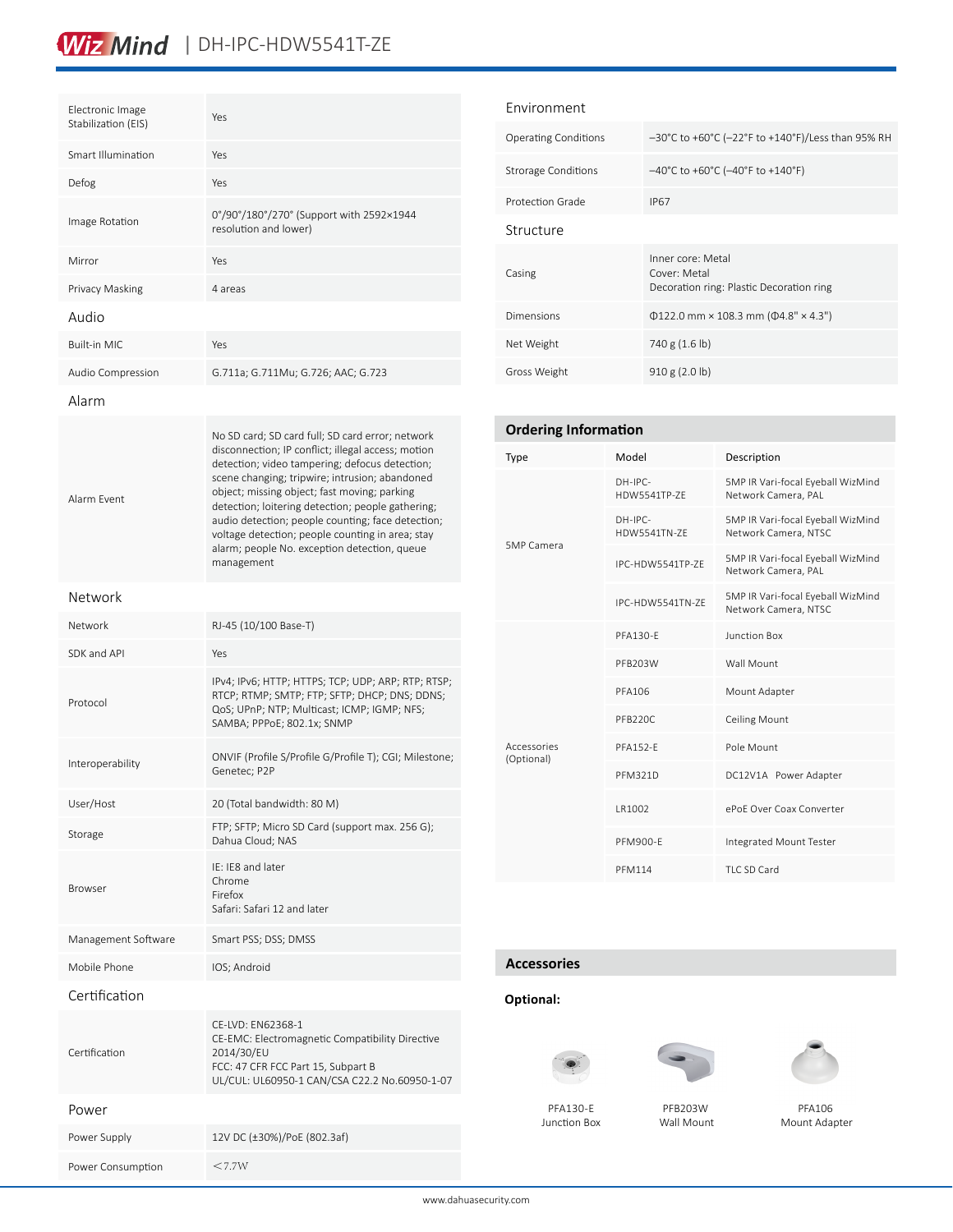| | |
|---|---|
| Electronic Image Stabilization (EIS) | Yes |
| Smart Illumination | Yes |
| Defog | Yes |
| Image Rotation | 0°/90°/180°/270° (Support with 2592×1944 resolution and lower) |
| Mirror | Yes |
| Privacy Masking | 4 areas |

## Audio

| | |
|---|---|
| Built-in MIC | Yes |
| Audio Compression | G.711a; G.711Mu; G.726; AAC; G.723 |

## Alarm

| | |
|---|---|
| Alarm Event | No SD card; SD card full; SD card error; network disconnection; IP conflict; illegal access; motion detection; video tampering; defocus detection; scene changing; tripwire; intrusion; abandoned object; missing object; fast moving; parking detection; loitering detection; people gathering; audio detection; people counting; face detection; voltage detection; people counting in area; stay alarm; people No. exception detection, queue management |

## Network

| | |
|---|---|
| Network | RJ-45 (10/100 Base-T) |
| SDK and API | Yes |
| Protocol | IPv4; IPv6; HTTP; HTTPS; TCP; UDP; ARP; RTP; RTSP; RTCP; RTMP; SMTP; FTP; SFTP; DHCP; DNS; DDNS; QoS; UPnP; NTP; Multicast; ICMP; IGMP; NFS; SAMBA; PPPoE; 802.1x; SNMP |
| Interoperability | ONVIF (Profile S/Profile G/Profile T); CGI; Milestone; Genetec; P2P |
| User/Host | 20 (Total bandwidth: 80 M) |
| Storage | FTP; SFTP; Micro SD Card (support max. 256 G); Dahua Cloud; NAS |
| Browser | IE: IE8 and later<br>Chrome<br>Firefox<br>Safari: Safari 12 and later |
| Management Software | Smart PSS; DSS; DMSS |
| Mobile Phone | IOS; Android |

## Certification

| | |
|---|---|
| Certification | CE-LVD: EN62368-1<br>CE-EMC: Electromagnetic Compatibility Directive 2014/30/EU<br>FCC: 47 CFR FCC Part 15, Subpart B<br>UL/CUL: UL60950-1 CAN/CSA C22.2 No.60950-1-07 |

## Power

| | |
|---|---|
| Power Supply | 12V DC (±30%)/PoE (802.3af) |
| Power Consumption | <7.7W |

## Environment

| | |
|---|---|
| Operating Conditions | –30°C to +60°C (–22°F to +140°F)/Less than 95% RH |
| Strorage Conditions | –40°C to +60°C (–40°F to +140°F) |
| Protection Grade | IP67 |

## Structure

| | |
|---|---|
| Casing | Inner core: Metal<br>Cover: Metal<br>Decoration ring: Plastic Decoration ring |
| Dimensions | Φ122.0 mm × 108.3 mm (Φ4.8" × 4.3") |
| Net Weight | 740 g (1.6 lb) |
| Gross Weight | 910 g (2.0 lb) |

## Ordering Information

| Type | Model | Description |
|---|---|---|
| 5MP Camera | DH-IPC-HDW5541TP-ZE | 5MP IR Vari-focal Eyeball WizMind Network Camera, PAL |
| | DH-IPC-HDW5541TN-ZE | 5MP IR Vari-focal Eyeball WizMind Network Camera, NTSC |
| | IPC-HDW5541TP-ZE | 5MP IR Vari-focal Eyeball WizMind Network Camera, PAL |
| | IPC-HDW5541TN-ZE | 5MP IR Vari-focal Eyeball WizMind Network Camera, NTSC |
| Accessories (Optional) | PFA130-E | Junction Box |
| | PFB203W | Wall Mount |
| | PFA106 | Mount Adapter |
| | PFB220C | Ceiling Mount |
| | PFA152-E | Pole Mount |
| | PFM321D | DC12V1A Power Adapter |
| | LR1002 | ePoE Over Coax Converter |
| | PFM900-E | Integrated Mount Tester |
| | PFM114 | TLC SD Card |

## Accessories

**Optional:**

PFA130-E
Junction Box

PFB203W
Wall Mount

PFA106
Mount Adapter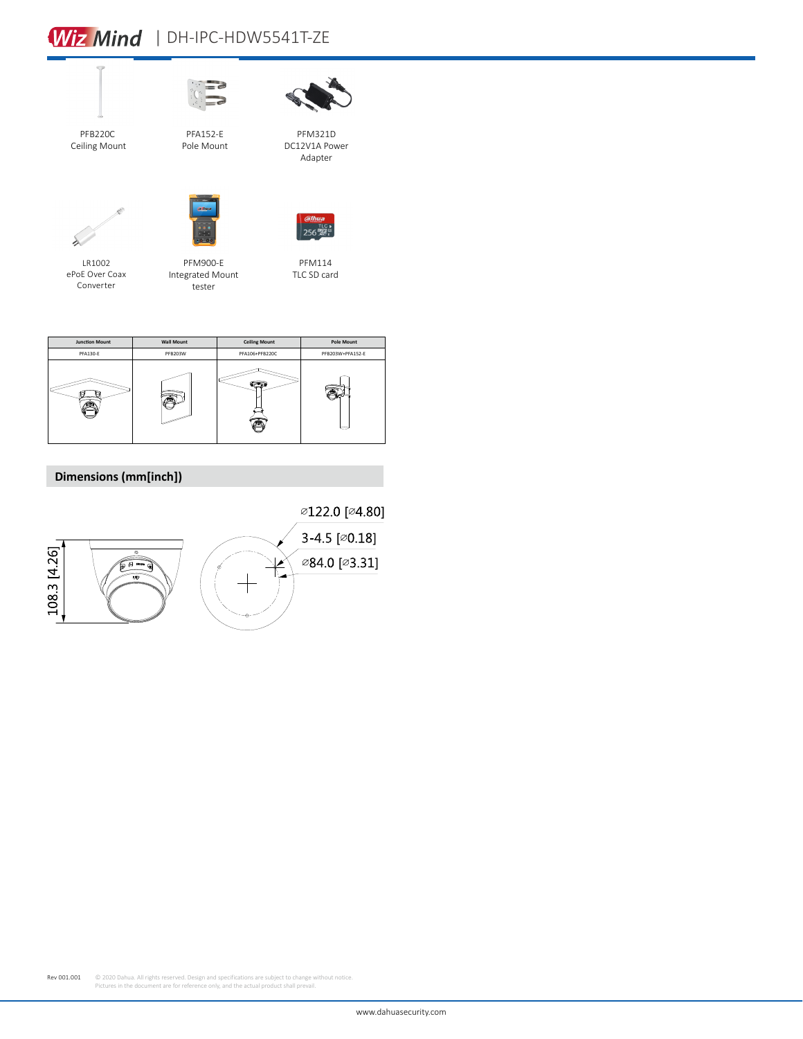PFB220C
Ceiling Mount

PFA152-E
Pole Mount

PFM321D
DC12V1A Power Adapter

LR1002
ePoE Over Coax Converter

PFM900-E
Integrated Mount tester

PFM114
TLC SD card

| Junction Mount | Wall Mount | Ceiling Mount | Pole Mount |
|---|---|---|---|
| PFA130-E | PFB203W | PFA106+PFB220C | PFB203W+PFA152-E |

## Dimensions (mm[inch])

⌀122.0 [⌀4.80]

3-4.5 [⌀0.18]

⌀84.0 [⌀3.31]

108.3 [4.26]

Rev 001.001 © 2020 Dahua. All rights reserved. Design and specifications are subject to change without notice.
Pictures in the document are for reference only, and the actual product shall prevail.